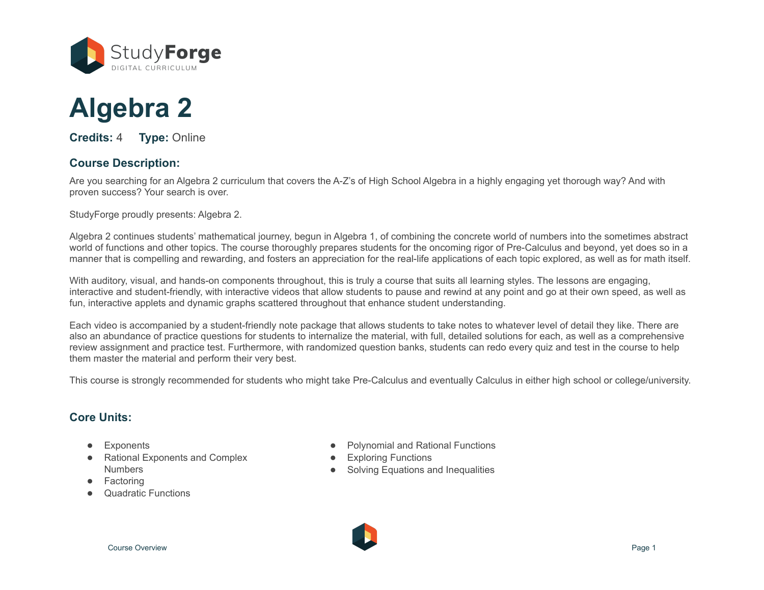StudyForge

DIGITAL CURRICULUM

# Algebra 2

**Credits:** 4 **Type:** Online

## Course Description:

Are you searching for an Algebra 2 curriculum that covers the A-Z's of High School Algebra in a highly engaging yet thorough way? And with proven success? Your search is over.

StudyForge proudly presents: Algebra 2.

Algebra 2 continues students' mathematical journey, begun in Algebra 1, of combining the concrete world of numbers into the sometimes abstract world of functions and other topics. The course thoroughly prepares students for the oncoming rigor of Pre-Calculus and beyond, yet does so in a manner that is compelling and rewarding, and fosters an appreciation for the real-life applications of each topic explored, as well as for math itself.

With auditory, visual, and hands-on components throughout, this is truly a course that suits all learning styles. The lessons are engaging, interactive and student-friendly, with interactive videos that allow students to pause and rewind at any point and go at their own speed, as well as fun, interactive applets and dynamic graphs scattered throughout that enhance student understanding.

Each video is accompanied by a student-friendly note package that allows students to take notes to whatever level of detail they like. There are also an abundance of practice questions for students to internalize the material, with full, detailed solutions for each, as well as a comprehensive review assignment and practice test. Furthermore, with randomized question banks, students can redo every quiz and test in the course to help them master the material and perform their very best.

This course is strongly recommended for students who might take Pre-Calculus and eventually Calculus in either high school or college/university.

## Core Units:

- Exponents
- Rational Exponents and Complex Numbers
- Factoring
- Quadratic Functions
- Polynomial and Rational Functions
- Exploring Functions
- Solving Equations and Inequalities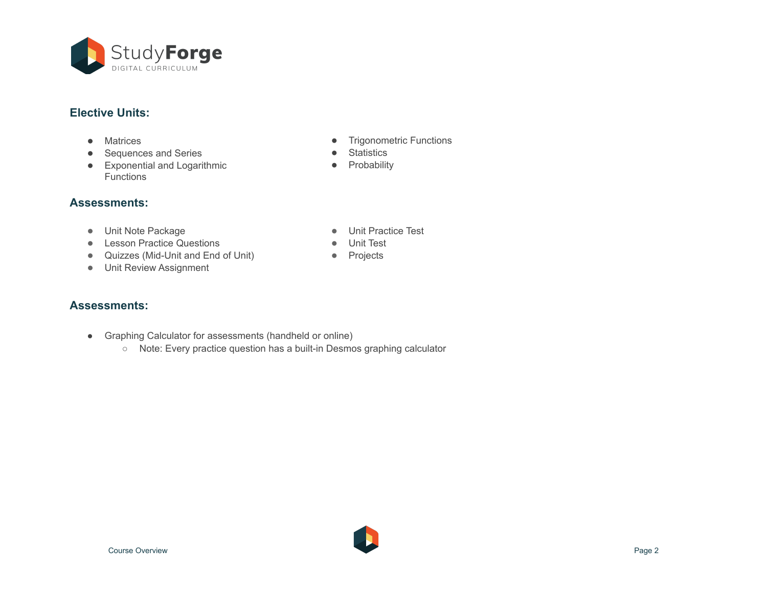## Elective Units:

- Matrices
- Sequences and Series
- Exponential and Logarithmic Functions
- Trigonometric Functions
- Statistics
- Probability

## Assessments:

- Unit Note Package
- Lesson Practice Questions
- Quizzes (Mid-Unit and End of Unit)
- Unit Review Assignment
- Unit Practice Test
- Unit Test
- Projects

## Assessments:

- Graphing Calculator for assessments (handheld or online)
  - Note: Every practice question has a built-in Desmos graphing calculator